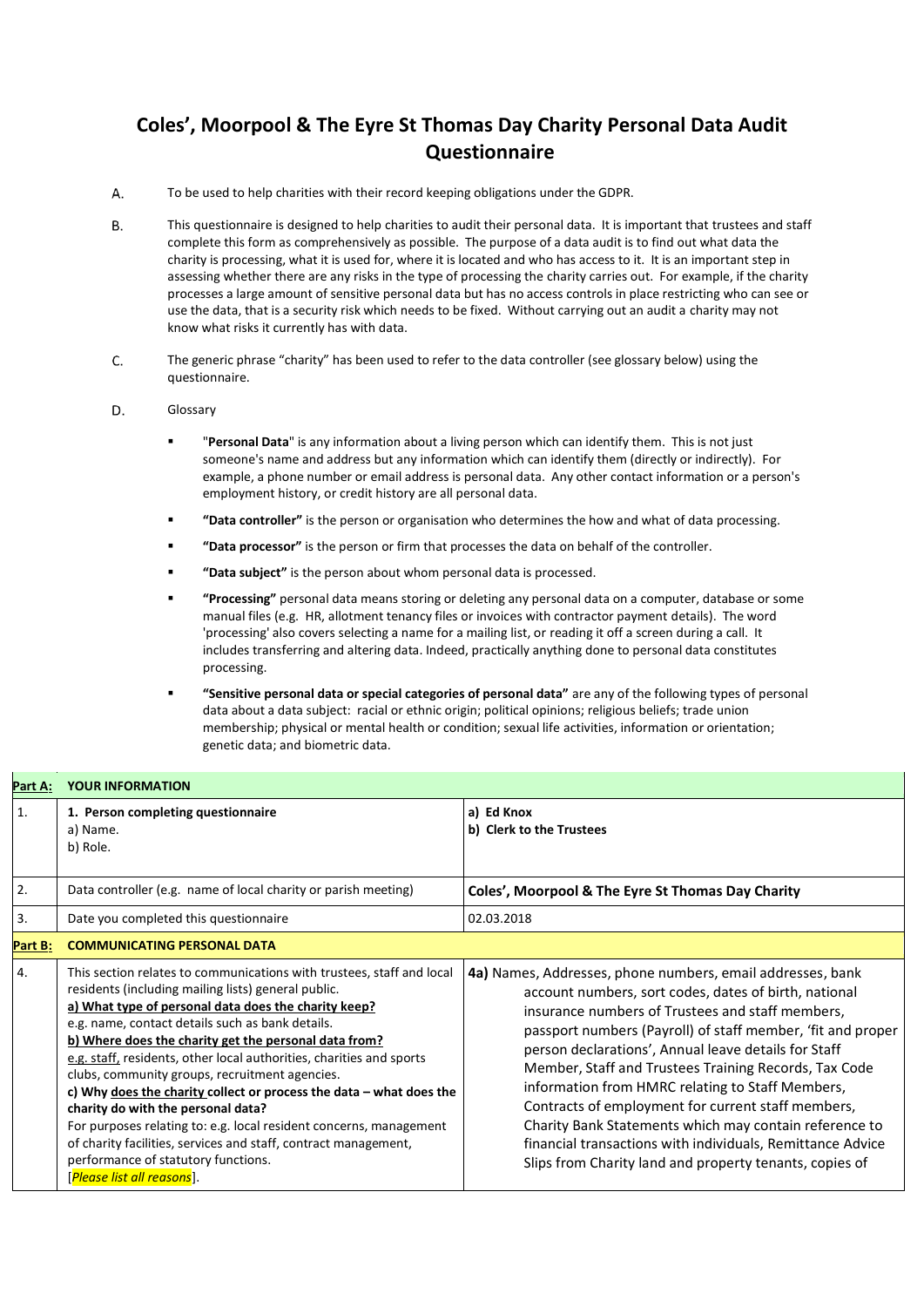# Coles', Moorpool & The Eyre St Thomas Day Charity Personal Data Audit Questionnaire

A. To be used to help charities with their record keeping obligations under the GDPR.

B. This questionnaire is designed to help charities to audit their personal data. It is important that trustees and staff complete this form as comprehensively as possible. The purpose of a data audit is to find out what data the charity is processing, what it is used for, where it is located and who has access to it. It is an important step in assessing whether there are any risks in the type of processing the charity carries out. For example, if the charity processes a large amount of sensitive personal data but has no access controls in place restricting who can see or use the data, that is a security risk which needs to be fixed. Without carrying out an audit a charity may not know what risks it currently has with data.

C. The generic phrase "charity" has been used to refer to the data controller (see glossary below) using the questionnaire.

D. Glossary

- "**Personal Data**" is any information about a living person which can identify them. This is not just someone's name and address but any information which can identify them (directly or indirectly). For example, a phone number or email address is personal data. Any other contact information or a person's employment history, or credit history are all personal data.
- **"Data controller"** is the person or organisation who determines the how and what of data processing.
- **"Data processor"** is the person or firm that processes the data on behalf of the controller.
- **"Data subject"** is the person about whom personal data is processed.
- **"Processing"** personal data means storing or deleting any personal data on a computer, database or some manual files (e.g. HR, allotment tenancy files or invoices with contractor payment details). The word 'processing' also covers selecting a name for a mailing list, or reading it off a screen during a call. It includes transferring and altering data. Indeed, practically anything done to personal data constitutes processing.
- **"Sensitive personal data or special categories of personal data"** are any of the following types of personal data about a data subject: racial or ethnic origin; political opinions; religious beliefs; trade union membership; physical or mental health or condition; sexual life activities, information or orientation; genetic data; and biometric data.

| | | |
|---|---|---|
| **Part A:** | **YOUR INFORMATION** | |
| 1. | **1. Person completing questionnaire**<br>a) Name.<br>b) Role. | **a) Ed Knox**<br>**b) Clerk to the Trustees** |
| 2. | Data controller (e.g. name of local charity or parish meeting) | **Coles', Moorpool & The Eyre St Thomas Day Charity** |
| 3. | Date you completed this questionnaire | 02.03.2018 |
| **Part B:** | **COMMUNICATING PERSONAL DATA** | |
| 4. | This section relates to communications with trustees, staff and local residents (including mailing lists) general public.<br>**a) What type of personal data does the charity keep?**<br>e.g. name, contact details such as bank details.<br>**b) Where does the charity get the personal data from?**<br>e.g. staff, residents, other local authorities, charities and sports clubs, community groups, recruitment agencies.<br>**c) Why does the charity collect or process the data – what does the charity do with the personal data?**<br>For purposes relating to: e.g. local resident concerns, management of charity facilities, services and staff, contract management, performance of statutory functions.<br>[*Please list all reasons*]. | **4a)** Names, Addresses, phone numbers, email addresses, bank account numbers, sort codes, dates of birth, national insurance numbers of Trustees and staff members, passport numbers (Payroll) of staff member, 'fit and proper person declarations', Annual leave details for Staff Member, Staff and Trustees Training Records, Tax Code information from HMRC relating to Staff Members, Contracts of employment for current staff members, Charity Bank Statements which may contain reference to financial transactions with individuals, Remittance Advice Slips from Charity land and property tenants, copies of |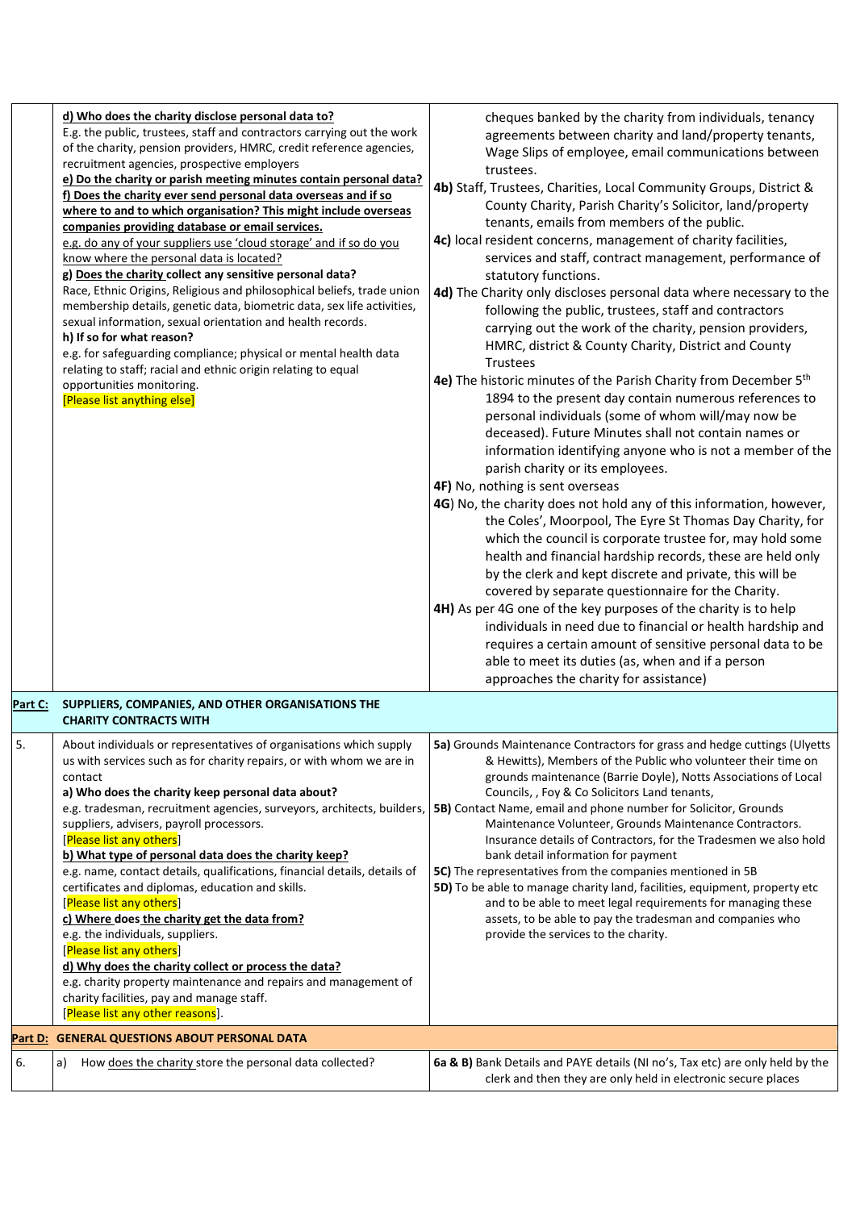| | | |
|---|---|---|
| | **d) Who does the charity disclose personal data to?**<br>E.g. the public, trustees, staff and contractors carrying out the work of the charity, pension providers, HMRC, credit reference agencies, recruitment agencies, prospective employers<br>**e) Do the charity or parish meeting minutes contain personal data?**<br>**f) Does the charity ever send personal data overseas and if so where to and to which organisation? This might include overseas companies providing database or email services.**<br>e.g. do any of your suppliers use 'cloud storage' and if so do you know where the personal data is located?<br>**g) Does the charity collect any sensitive personal data?**<br>Race, Ethnic Origins, Religious and philosophical beliefs, trade union membership details, genetic data, biometric data, sex life activities, sexual information, sexual orientation and health records.<br>**h) If so for what reason?**<br>e.g. for safeguarding compliance; physical or mental health data relating to staff; racial and ethnic origin relating to equal opportunities monitoring.<br>[Please list anything else] | cheques banked by the charity from individuals, tenancy agreements between charity and land/property tenants, Wage Slips of employee, email communications between trustees.<br>**4b)** Staff, Trustees, Charities, Local Community Groups, District & County Charity, Parish Charity's Solicitor, land/property tenants, emails from members of the public.<br>**4c)** local resident concerns, management of charity facilities, services and staff, contract management, performance of statutory functions.<br>**4d)** The Charity only discloses personal data where necessary to the following the public, trustees, staff and contractors carrying out the work of the charity, pension providers, HMRC, district & County Charity, District and County Trustees<br>**4e)** The historic minutes of the Parish Charity from December 5th 1894 to the present day contain numerous references to personal individuals (some of whom will/may now be deceased). Future Minutes shall not contain names or information identifying anyone who is not a member of the parish charity or its employees.<br>**4F)** No, nothing is sent overseas<br>**4G**) No, the charity does not hold any of this information, however, the Coles', Moorpool, The Eyre St Thomas Day Charity, for which the council is corporate trustee for, may hold some health and financial hardship records, these are held only by the clerk and kept discrete and private, this will be covered by separate questionnaire for the Charity.<br>**4H)** As per 4G one of the key purposes of the charity is to help individuals in need due to financial or health hardship and requires a certain amount of sensitive personal data to be able to meet its duties (as, when and if a person approaches the charity for assistance) |
| **Part C:** | **SUPPLIERS, COMPANIES, AND OTHER ORGANISATIONS THE CHARITY CONTRACTS WITH** | |
| 5. | About individuals or representatives of organisations which supply us with services such as for charity repairs, or with whom we are in contact<br>**a) Who does the charity keep personal data about?**<br>e.g. tradesman, recruitment agencies, surveyors, architects, builders, suppliers, advisers, payroll processors.<br>[Please list any others]<br>**b) What type of personal data does the charity keep?**<br>e.g. name, contact details, qualifications, financial details, details of certificates and diplomas, education and skills.<br>[Please list any others]<br>**c) Where does the charity get the data from?**<br>e.g. the individuals, suppliers.<br>[Please list any others]<br>**d) Why does the charity collect or process the data?**<br>e.g. charity property maintenance and repairs and management of charity facilities, pay and manage staff.<br>[Please list any other reasons]. | **5a)** Grounds Maintenance Contractors for grass and hedge cuttings (Ulyetts & Hewitts), Members of the Public who volunteer their time on grounds maintenance (Barrie Doyle), Notts Associations of Local Councils, , Foy & Co Solicitors Land tenants,<br>**5B)** Contact Name, email and phone number for Solicitor, Grounds Maintenance Volunteer, Grounds Maintenance Contractors. Insurance details of Contractors, for the Tradesmen we also hold bank detail information for payment<br>**5C)** The representatives from the companies mentioned in 5B<br>**5D)** To be able to manage charity land, facilities, equipment, property etc and to be able to meet legal requirements for managing these assets, to be able to pay the tradesman and companies who provide the services to the charity. |
| **Part D:** | **GENERAL QUESTIONS ABOUT PERSONAL DATA** | |
| 6. | a) How does the charity store the personal data collected? | **6a & B)** Bank Details and PAYE details (NI no's, Tax etc) are only held by the clerk and then they are only held in electronic secure places |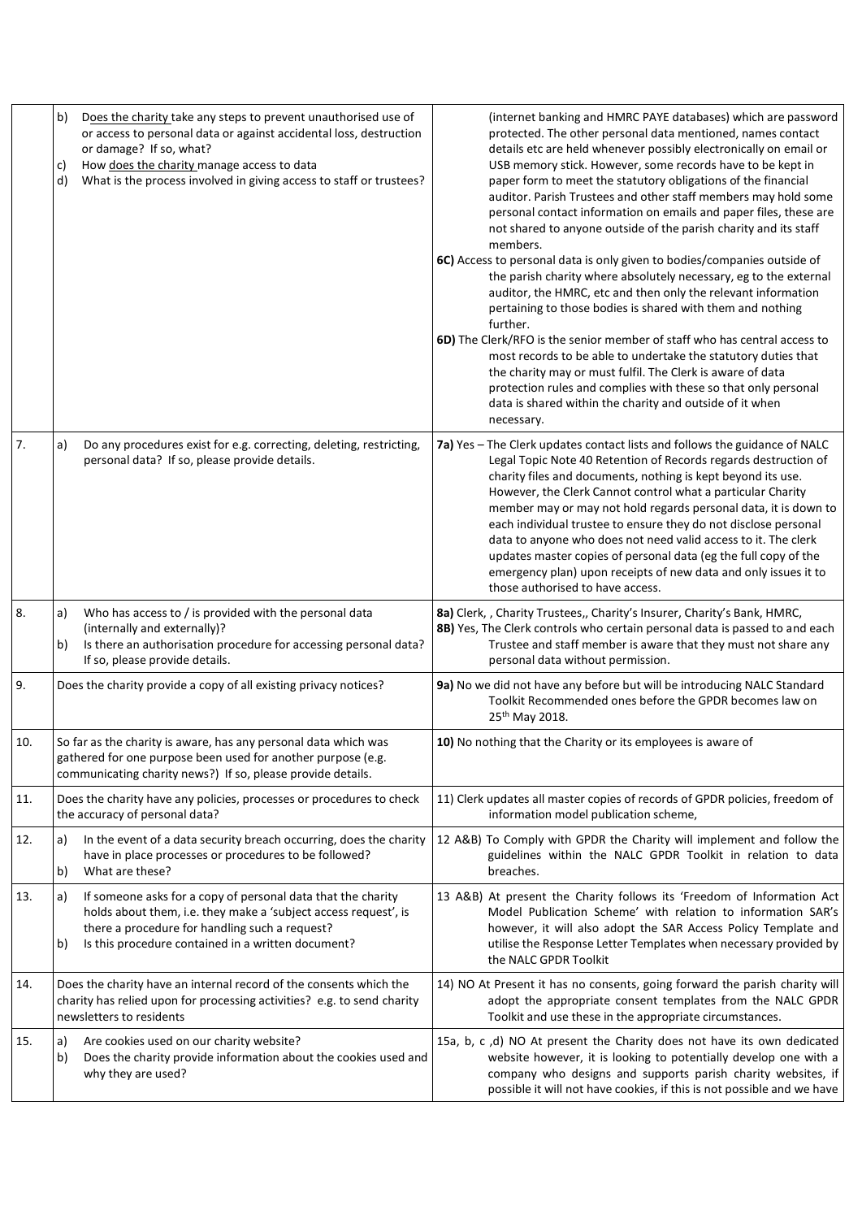|  |  |  |
|---|---|---|
|  | b) Does the charity take any steps to prevent unauthorised use of or access to personal data or against accidental loss, destruction or damage? If so, what?<br>c) How does the charity manage access to data<br>d) What is the process involved in giving access to staff or trustees? | (internet banking and HMRC PAYE databases) which are password protected. The other personal data mentioned, names contact details etc are held whenever possibly electronically on email or USB memory stick. However, some records have to be kept in paper form to meet the statutory obligations of the financial auditor. Parish Trustees and other staff members may hold some personal contact information on emails and paper files, these are not shared to anyone outside of the parish charity and its staff members.<br>**6C)** Access to personal data is only given to bodies/companies outside of the parish charity where absolutely necessary, eg to the external auditor, the HMRC, etc and then only the relevant information pertaining to those bodies is shared with them and nothing further.<br>**6D)** The Clerk/RFO is the senior member of staff who has central access to most records to be able to undertake the statutory duties that the charity may or must fulfil. The Clerk is aware of data protection rules and complies with these so that only personal data is shared within the charity and outside of it when necessary. |
| 7. | a) Do any procedures exist for e.g. correcting, deleting, restricting, personal data? If so, please provide details. | **7a)** Yes – The Clerk updates contact lists and follows the guidance of NALC Legal Topic Note 40 Retention of Records regards destruction of charity files and documents, nothing is kept beyond its use. However, the Clerk Cannot control what a particular Charity member may or may not hold regards personal data, it is down to each individual trustee to ensure they do not disclose personal data to anyone who does not need valid access to it. The clerk updates master copies of personal data (eg the full copy of the emergency plan) upon receipts of new data and only issues it to those authorised to have access. |
| 8. | a) Who has access to / is provided with the personal data (internally and externally)?<br>b) Is there an authorisation procedure for accessing personal data? If so, please provide details. | **8a)** Clerk, , Charity Trustees,, Charity's Insurer, Charity's Bank, HMRC,<br>**8B)** Yes, The Clerk controls who certain personal data is passed to and each Trustee and staff member is aware that they must not share any personal data without permission. |
| 9. | Does the charity provide a copy of all existing privacy notices? | **9a)** No we did not have any before but will be introducing NALC Standard Toolkit Recommended ones before the GPDR becomes law on 25th May 2018. |
| 10. | So far as the charity is aware, has any personal data which was gathered for one purpose been used for another purpose (e.g. communicating charity news?) If so, please provide details. | **10)** No nothing that the Charity or its employees is aware of |
| 11. | Does the charity have any policies, processes or procedures to check the accuracy of personal data? | 11) Clerk updates all master copies of records of GPDR policies, freedom of information model publication scheme, |
| 12. | a) In the event of a data security breach occurring, does the charity have in place processes or procedures to be followed?<br>b) What are these? | 12 A&B) To Comply with GPDR the Charity will implement and follow the guidelines within the NALC GPDR Toolkit in relation to data breaches. |
| 13. | a) If someone asks for a copy of personal data that the charity holds about them, i.e. they make a 'subject access request', is there a procedure for handling such a request?<br>b) Is this procedure contained in a written document? | 13 A&B) At present the Charity follows its 'Freedom of Information Act Model Publication Scheme' with relation to information SAR's however, it will also adopt the SAR Access Policy Template and utilise the Response Letter Templates when necessary provided by the NALC GPDR Toolkit |
| 14. | Does the charity have an internal record of the consents which the charity has relied upon for processing activities? e.g. to send charity newsletters to residents | 14) NO At Present it has no consents, going forward the parish charity will adopt the appropriate consent templates from the NALC GPDR Toolkit and use these in the appropriate circumstances. |
| 15. | a) Are cookies used on our charity website?<br>b) Does the charity provide information about the cookies used and why they are used? | 15a, b, c ,d) NO At present the Charity does not have its own dedicated website however, it is looking to potentially develop one with a company who designs and supports parish charity websites, if possible it will not have cookies, if this is not possible and we have |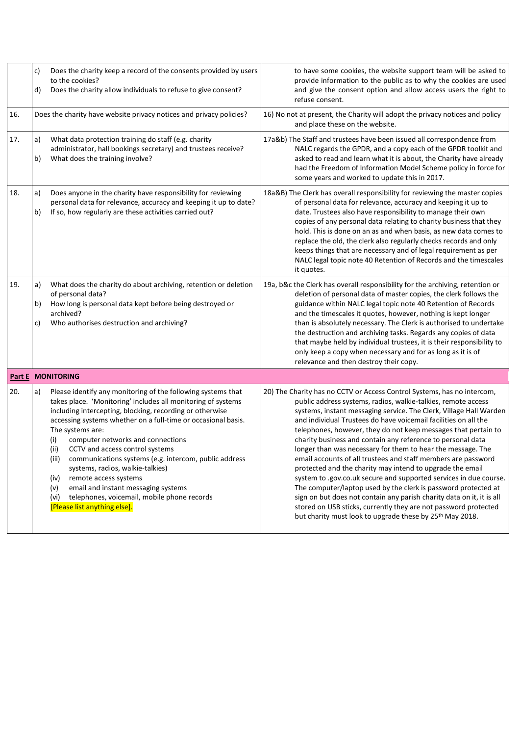| | | |
|---|---|---|
| | c) Does the charity keep a record of the consents provided by users to the cookies?<br>d) Does the charity allow individuals to refuse to give consent? | to have some cookies, the website support team will be asked to provide information to the public as to why the cookies are used and give the consent option and allow access users the right to refuse consent. |
| 16. | Does the charity have website privacy notices and privacy policies? | 16) No not at present, the Charity will adopt the privacy notices and policy and place these on the website. |
| 17. | a) What data protection training do staff (e.g. charity administrator, hall bookings secretary) and trustees receive?<br>b) What does the training involve? | 17a&b) The Staff and trustees have been issued all correspondence from NALC regards the GPDR, and a copy each of the GPDR toolkit and asked to read and learn what it is about, the Charity have already had the Freedom of Information Model Scheme policy in force for some years and worked to update this in 2017. |
| 18. | a) Does anyone in the charity have responsibility for reviewing personal data for relevance, accuracy and keeping it up to date?<br>b) If so, how regularly are these activities carried out? | 18a&B) The Clerk has overall responsibility for reviewing the master copies of personal data for relevance, accuracy and keeping it up to date. Trustees also have responsibility to manage their own copies of any personal data relating to charity business that they hold. This is done on an as and when basis, as new data comes to replace the old, the clerk also regularly checks records and only keeps things that are necessary and of legal requirement as per NALC legal topic note 40 Retention of Records and the timescales it quotes. |
| 19. | a) What does the charity do about archiving, retention or deletion of personal data?<br>b) How long is personal data kept before being destroyed or archived?<br>c) Who authorises destruction and archiving? | 19a, b&c the Clerk has overall responsibility for the archiving, retention or deletion of personal data of master copies, the clerk follows the guidance within NALC legal topic note 40 Retention of Records and the timescales it quotes, however, nothing is kept longer than is absolutely necessary. The Clerk is authorised to undertake the destruction and archiving tasks. Regards any copies of data that maybe held by individual trustees, it is their responsibility to only keep a copy when necessary and for as long as it is of relevance and then destroy their copy. |
| **Part E** | **MONITORING** | |
| 20. | a) Please identify any monitoring of the following systems that takes place. 'Monitoring' includes all monitoring of systems including intercepting, blocking, recording or otherwise accessing systems whether on a full-time or occasional basis. The systems are:<br>(i) computer networks and connections<br>(ii) CCTV and access control systems<br>(iii) communications systems (e.g. intercom, public address systems, radios, walkie-talkies)<br>(iv) remote access systems<br>(v) email and instant messaging systems<br>(vi) telephones, voicemail, mobile phone records<br>[Please list anything else]. | 20) The Charity has no CCTV or Access Control Systems, has no intercom, public address systems, radios, walkie-talkies, remote access systems, instant messaging service. The Clerk, Village Hall Warden and individual Trustees do have voicemail facilities on all the telephones, however, they do not keep messages that pertain to charity business and contain any reference to personal data longer than was necessary for them to hear the message. The email accounts of all trustees and staff members are password protected and the charity may intend to upgrade the email system to .gov.co.uk secure and supported services in due course. The computer/laptop used by the clerk is password protected at sign on but does not contain any parish charity data on it, it is all stored on USB sticks, currently they are not password protected but charity must look to upgrade these by 25th May 2018. |